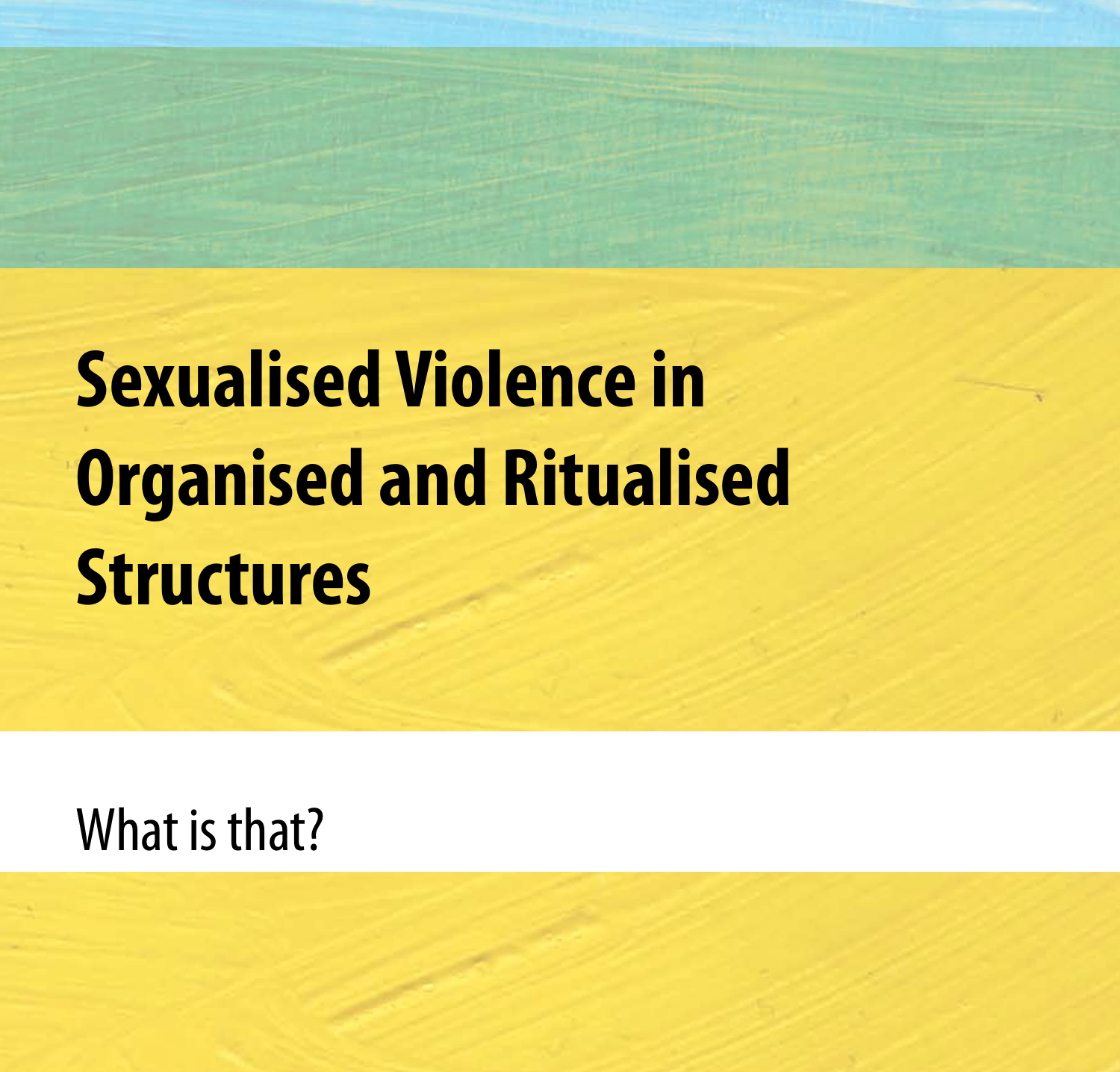# Sexualised Violence in Organised and Ritualised Structures

What is that?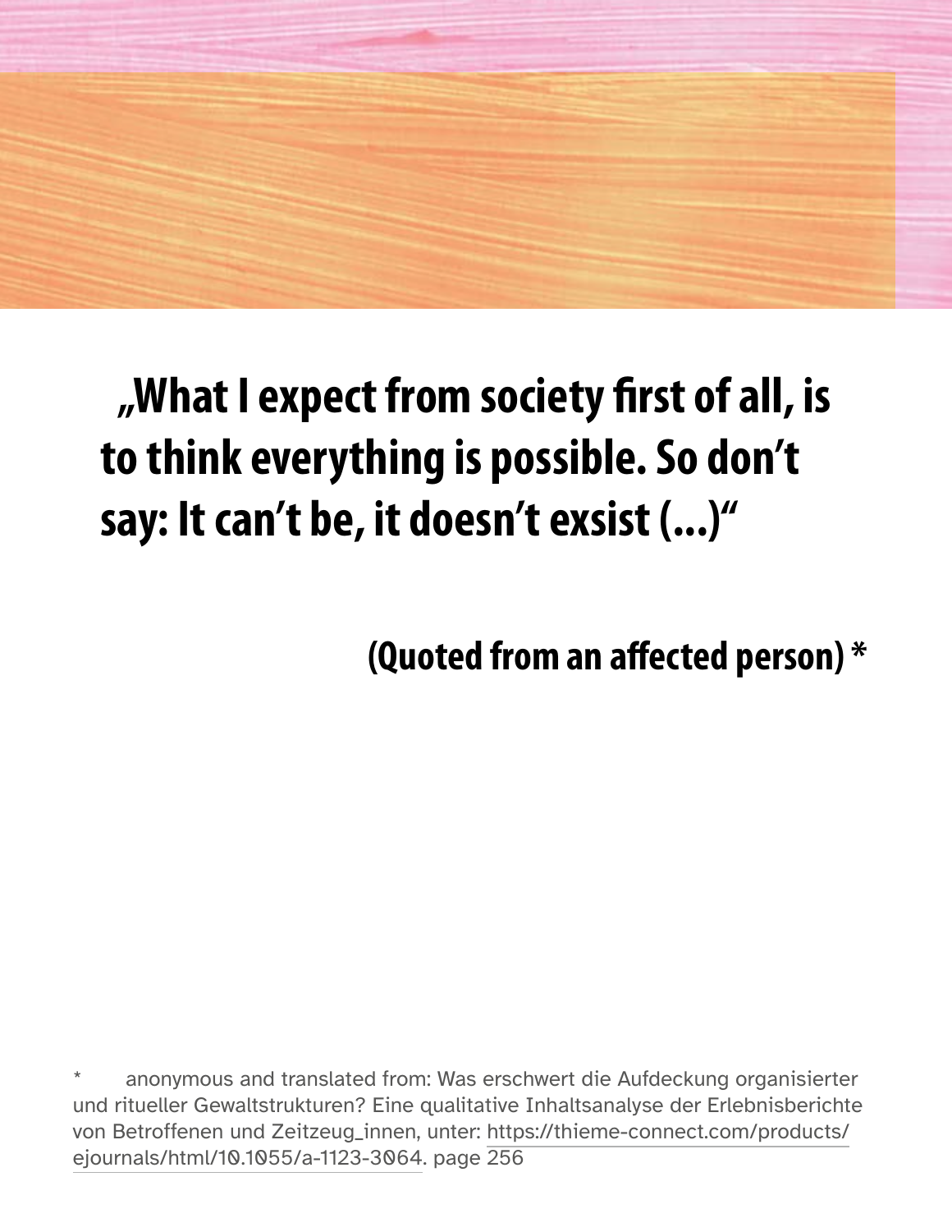**„What I expect from society first of all, is to think everything is possible. So don't say: It can't be, it doesn't exsist (...)"**

**(Quoted from an affected person) ***

* anonymous and translated from: Was erschwert die Aufdeckung organisierter und ritueller Gewaltstrukturen? Eine qualitative Inhaltsanalyse der Erlebnisberichte von Betroffenen und Zeitzeug_innen, unter: https://thieme-connect.com/products/ejournals/html/10.1055/a-1123-3064. page 256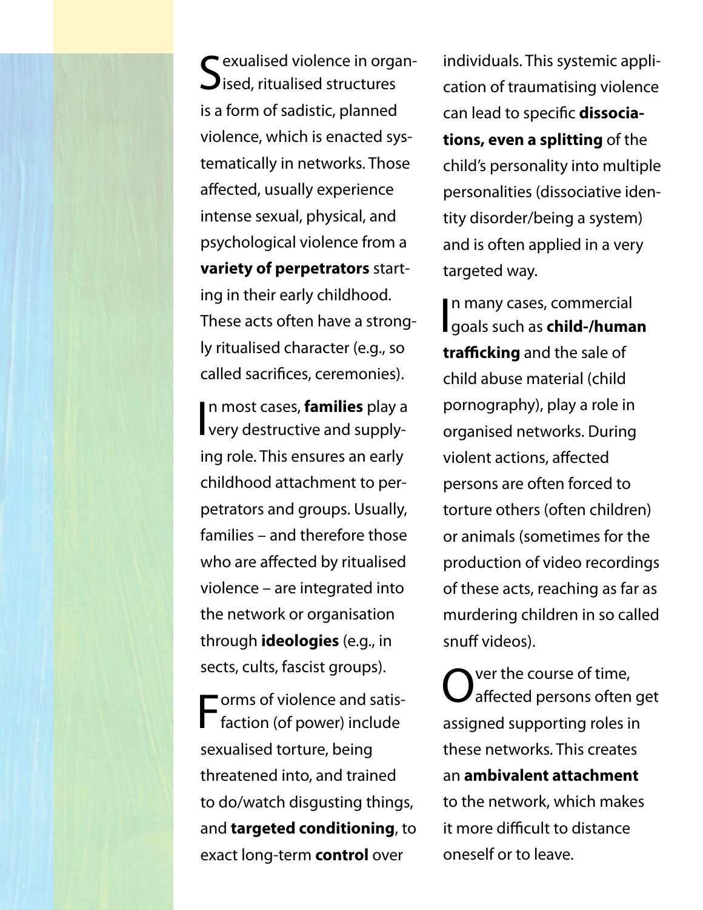Sexualised violence in organised, ritualised structures is a form of sadistic, planned violence, which is enacted systematically in networks. Those affected, usually experience intense sexual, physical, and psychological violence from a **variety of perpetrators** starting in their early childhood. These acts often have a strongly ritualised character (e.g., so called sacrifices, ceremonies).

In most cases, **families** play a very destructive and supplying role. This ensures an early childhood attachment to perpetrators and groups. Usually, families – and therefore those who are affected by ritualised violence – are integrated into the network or organisation through **ideologies** (e.g., in sects, cults, fascist groups).

Forms of violence and satisfaction (of power) include sexualised torture, being threatened into, and trained to do/watch disgusting things, and **targeted conditioning**, to exact long-term **control** over individuals. This systemic application of traumatising violence can lead to specific **dissociations, even a splitting** of the child's personality into multiple personalities (dissociative identity disorder/being a system) and is often applied in a very targeted way.

In many cases, commercial goals such as **child-/human trafficking** and the sale of child abuse material (child pornography), play a role in organised networks. During violent actions, affected persons are often forced to torture others (often children) or animals (sometimes for the production of video recordings of these acts, reaching as far as murdering children in so called snuff videos).

Over the course of time, affected persons often get assigned supporting roles in these networks. This creates an **ambivalent attachment** to the network, which makes it more difficult to distance oneself or to leave.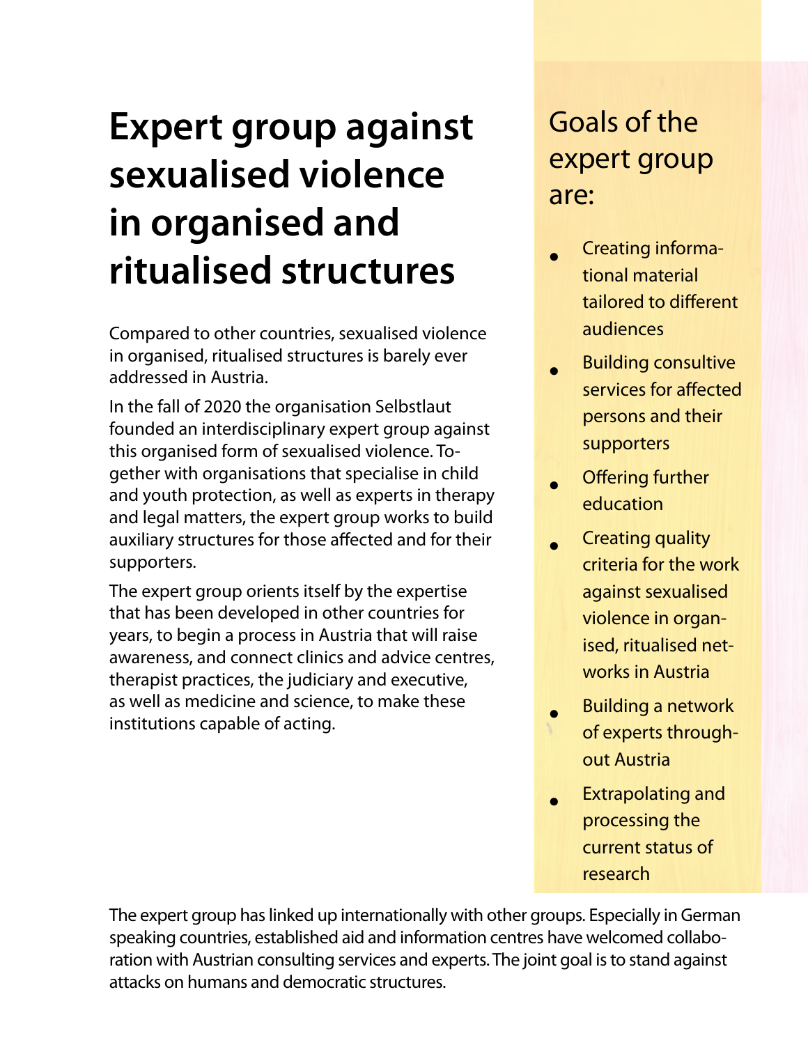# Expert group against sexualised violence in organised and ritualised structures

Compared to other countries, sexualised violence in organised, ritualised structures is barely ever addressed in Austria.

In the fall of 2020 the organisation Selbstlaut founded an interdisciplinary expert group against this organised form of sexualised violence. Together with organisations that specialise in child and youth protection, as well as experts in therapy and legal matters, the expert group works to build auxiliary structures for those affected and for their supporters.

The expert group orients itself by the expertise that has been developed in other countries for years, to begin a process in Austria that will raise awareness, and connect clinics and advice centres, therapist practices, the judiciary and executive, as well as medicine and science, to make these institutions capable of acting.

## Goals of the expert group are:

- Creating informational material tailored to different audiences
- Building consultive services for affected persons and their supporters
- Offering further education
- Creating quality criteria for the work against sexualised violence in organised, ritualised networks in Austria
- Building a network of experts throughout Austria
- Extrapolating and processing the current status of research

The expert group has linked up internationally with other groups. Especially in German speaking countries, established aid and information centres have welcomed collaboration with Austrian consulting services and experts. The joint goal is to stand against attacks on humans and democratic structures.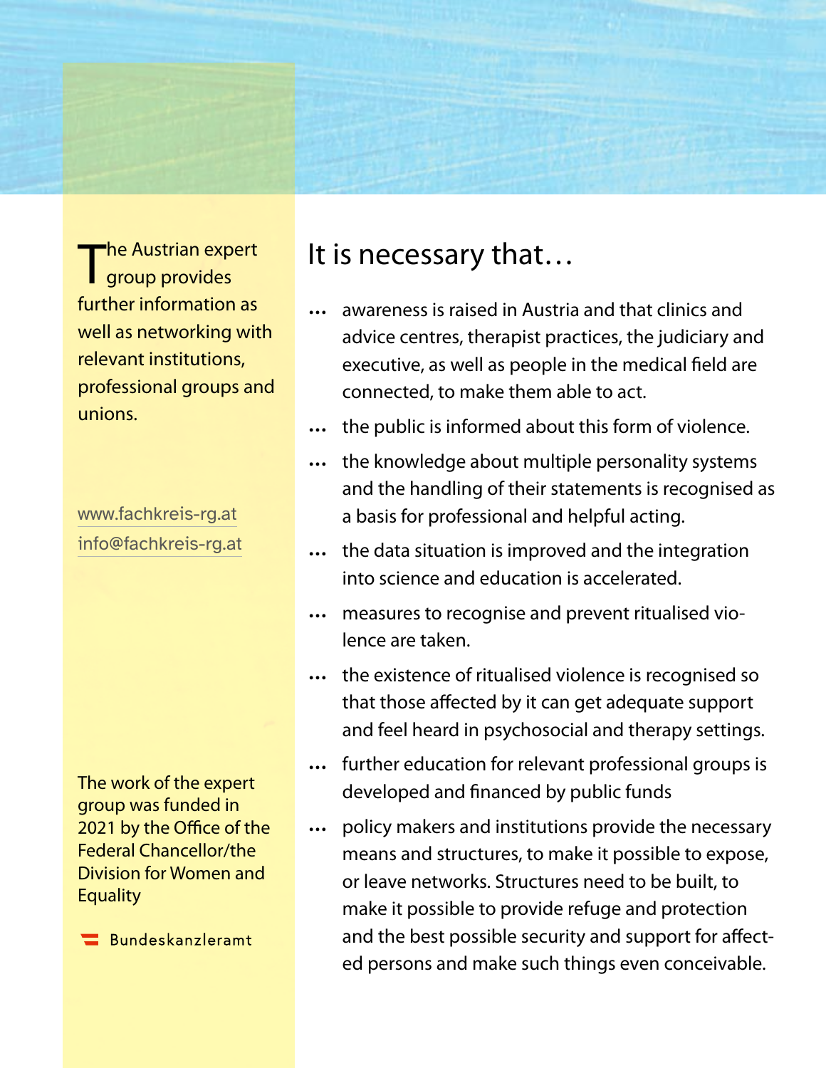The Austrian expert group provides further information as well as networking with relevant institutions, professional groups and unions.

www.fachkreis-rg.at
info@fachkreis-rg.at

The work of the expert group was funded in 2021 by the Office of the Federal Chancellor/the Division for Women and Equality

Bundeskanzleramt

# It is necessary that…

- … awareness is raised in Austria and that clinics and advice centres, therapist practices, the judiciary and executive, as well as people in the medical field are connected, to make them able to act.
- … the public is informed about this form of violence.
- … the knowledge about multiple personality systems and the handling of their statements is recognised as a basis for professional and helpful acting.
- … the data situation is improved and the integration into science and education is accelerated.
- … measures to recognise and prevent ritualised violence are taken.
- … the existence of ritualised violence is recognised so that those affected by it can get adequate support and feel heard in psychosocial and therapy settings.
- … further education for relevant professional groups is developed and financed by public funds
- … policy makers and institutions provide the necessary means and structures, to make it possible to expose, or leave networks. Structures need to be built, to make it possible to provide refuge and protection and the best possible security and support for affected persons and make such things even conceivable.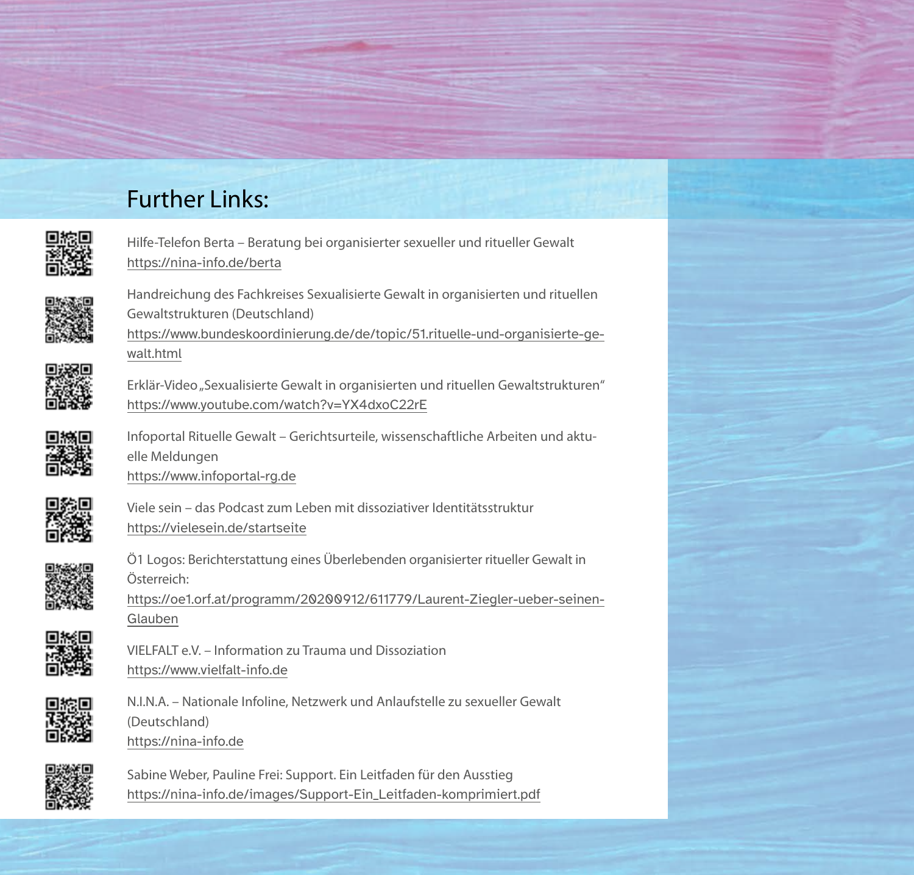## Further Links:

Hilfe-Telefon Berta – Beratung bei organisierter sexueller und ritueller Gewalt
https://nina-info.de/berta

Handreichung des Fachkreises Sexualisierte Gewalt in organisierten und rituellen Gewaltstrukturen (Deutschland)
https://www.bundeskoordinierung.de/de/topic/51.rituelle-und-organisierte-gewalt.html

Erklär-Video „Sexualisierte Gewalt in organisierten und rituellen Gewaltstrukturen"
https://www.youtube.com/watch?v=YX4dxoC22rE

Infoportal Rituelle Gewalt – Gerichtsurteile, wissenschaftliche Arbeiten und aktuelle Meldungen
https://www.infoportal-rg.de

Viele sein – das Podcast zum Leben mit dissoziativer Identitätsstruktur
https://vielesein.de/startseite

Ö1 Logos: Berichterstattung eines Überlebenden organisierter ritueller Gewalt in Österreich:
https://oe1.orf.at/programm/20200912/611779/Laurent-Ziegler-ueber-seinen-Glauben

VIELFALT e.V. – Information zu Trauma und Dissoziation
https://www.vielfalt-info.de

N.I.N.A. – Nationale Infoline, Netzwerk und Anlaufstelle zu sexueller Gewalt (Deutschland)
https://nina-info.de

Sabine Weber, Pauline Frei: Support. Ein Leitfaden für den Ausstieg
https://nina-info.de/images/Support-Ein_Leitfaden-komprimiert.pdf